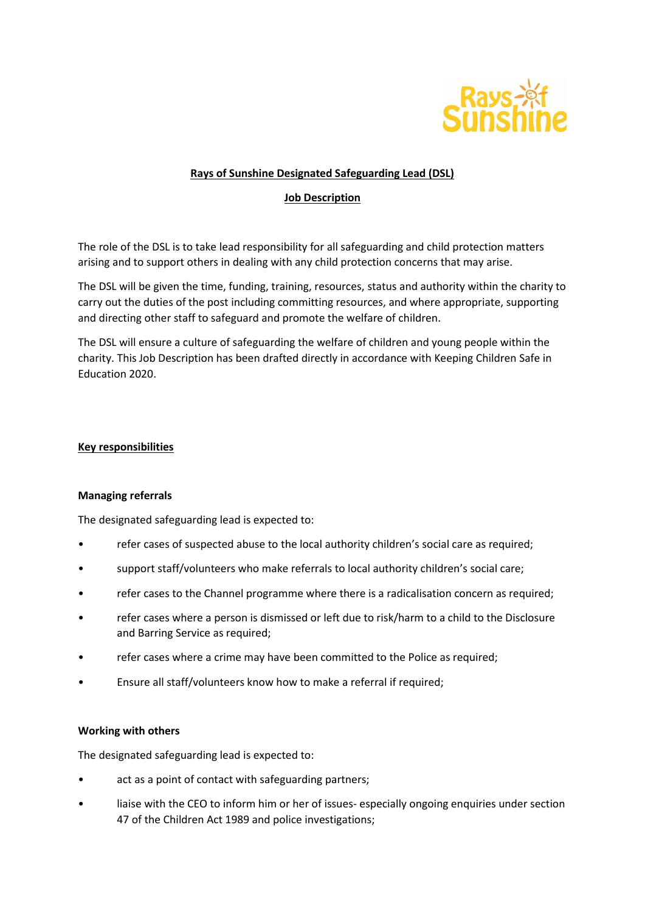# Rays of Sunshine Designated Safeguarding Lead (DSL)

## Job Description

The role of the DSL is to take lead responsibility for all safeguarding and child protection matters arising and to support others in dealing with any child protection concerns that may arise.

The DSL will be given the time, funding, training, resources, status and authority within the charity to carry out the duties of the post including committing resources, and where appropriate, supporting and directing other staff to safeguard and promote the welfare of children.

The DSL will ensure a culture of safeguarding the welfare of children and young people within the charity. This Job Description has been drafted directly in accordance with Keeping Children Safe in Education 2020.

## Key responsibilities

### Managing referrals

The designated safeguarding lead is expected to:

- refer cases of suspected abuse to the local authority children's social care as required;
- support staff/volunteers who make referrals to local authority children's social care;
- refer cases to the Channel programme where there is a radicalisation concern as required;
- refer cases where a person is dismissed or left due to risk/harm to a child to the Disclosure and Barring Service as required;
- refer cases where a crime may have been committed to the Police as required;
- Ensure all staff/volunteers know how to make a referral if required;

### Working with others

The designated safeguarding lead is expected to:

- act as a point of contact with safeguarding partners;
- liaise with the CEO to inform him or her of issues- especially ongoing enquiries under section 47 of the Children Act 1989 and police investigations;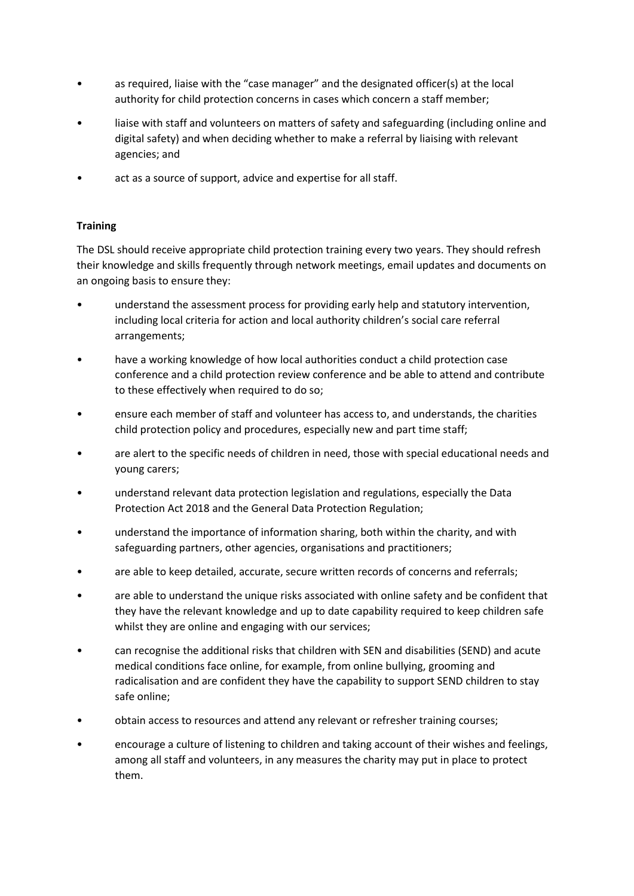- as required, liaise with the "case manager" and the designated officer(s) at the local authority for child protection concerns in cases which concern a staff member;
- liaise with staff and volunteers on matters of safety and safeguarding (including online and digital safety) and when deciding whether to make a referral by liaising with relevant agencies; and
- act as a source of support, advice and expertise for all staff.

**Training**

The DSL should receive appropriate child protection training every two years. They should refresh their knowledge and skills frequently through network meetings, email updates and documents on an ongoing basis to ensure they:

- understand the assessment process for providing early help and statutory intervention, including local criteria for action and local authority children's social care referral arrangements;
- have a working knowledge of how local authorities conduct a child protection case conference and a child protection review conference and be able to attend and contribute to these effectively when required to do so;
- ensure each member of staff and volunteer has access to, and understands, the charities child protection policy and procedures, especially new and part time staff;
- are alert to the specific needs of children in need, those with special educational needs and young carers;
- understand relevant data protection legislation and regulations, especially the Data Protection Act 2018 and the General Data Protection Regulation;
- understand the importance of information sharing, both within the charity, and with safeguarding partners, other agencies, organisations and practitioners;
- are able to keep detailed, accurate, secure written records of concerns and referrals;
- are able to understand the unique risks associated with online safety and be confident that they have the relevant knowledge and up to date capability required to keep children safe whilst they are online and engaging with our services;
- can recognise the additional risks that children with SEN and disabilities (SEND) and acute medical conditions face online, for example, from online bullying, grooming and radicalisation and are confident they have the capability to support SEND children to stay safe online;
- obtain access to resources and attend any relevant or refresher training courses;
- encourage a culture of listening to children and taking account of their wishes and feelings, among all staff and volunteers, in any measures the charity may put in place to protect them.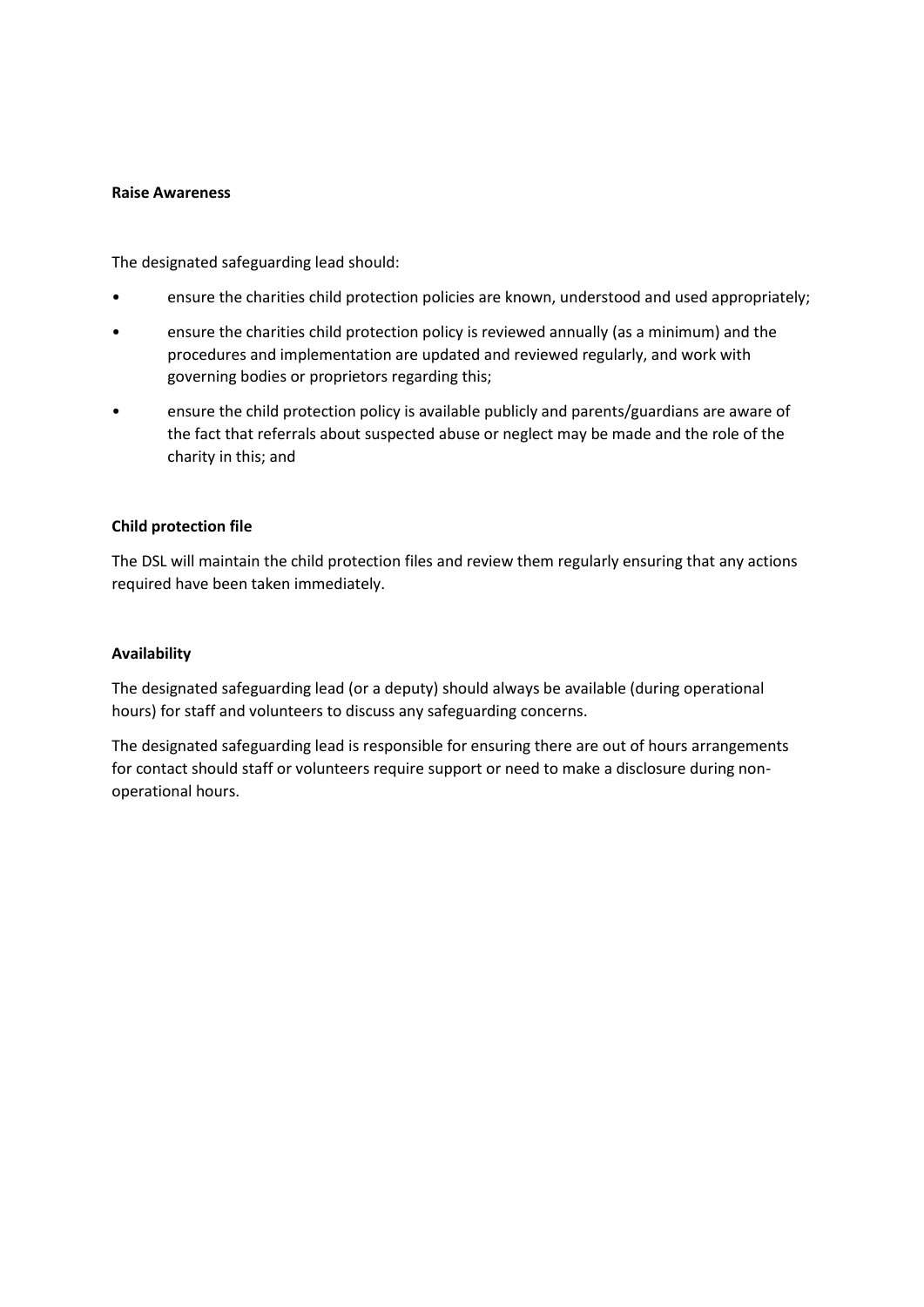**Raise Awareness**

The designated safeguarding lead should:

- ensure the charities child protection policies are known, understood and used appropriately;
- ensure the charities child protection policy is reviewed annually (as a minimum) and the procedures and implementation are updated and reviewed regularly, and work with governing bodies or proprietors regarding this;
- ensure the child protection policy is available publicly and parents/guardians are aware of the fact that referrals about suspected abuse or neglect may be made and the role of the charity in this; and

**Child protection file**

The DSL will maintain the child protection files and review them regularly ensuring that any actions required have been taken immediately.

**Availability**

The designated safeguarding lead (or a deputy) should always be available (during operational hours) for staff and volunteers to discuss any safeguarding concerns.

The designated safeguarding lead is responsible for ensuring there are out of hours arrangements for contact should staff or volunteers require support or need to make a disclosure during non-operational hours.